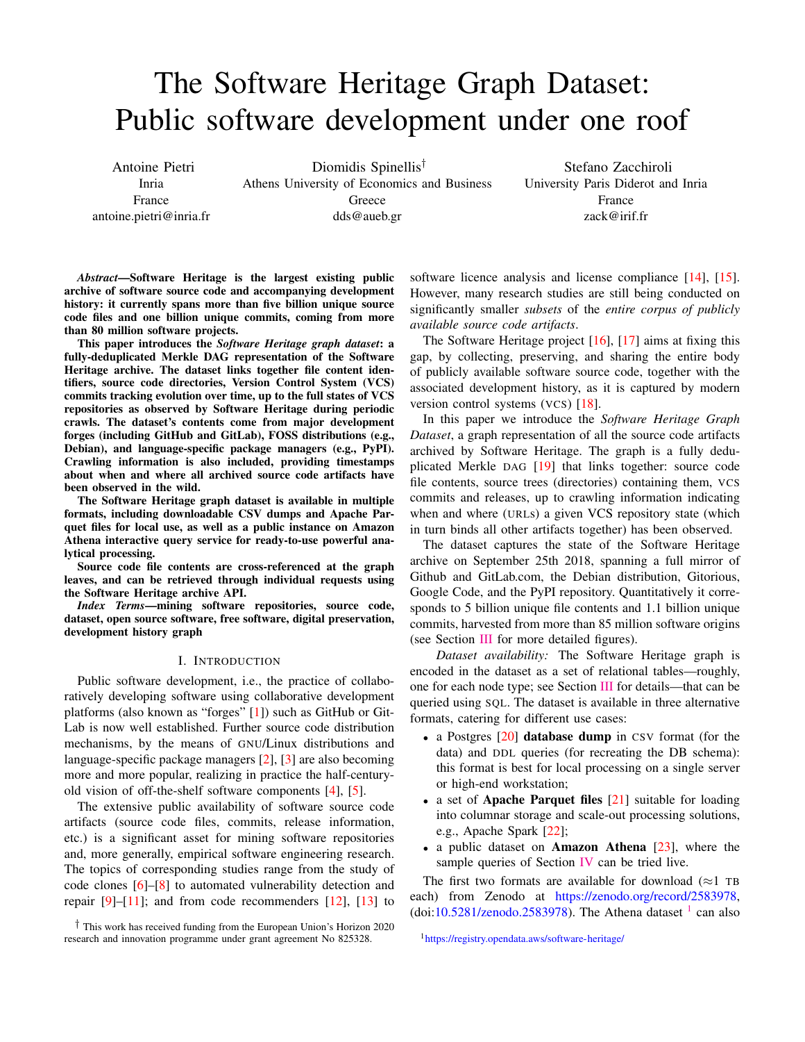# The Software Heritage Graph Dataset: Public software development under one roof

Antoine Pietri
Inria
France
antoine.pietri@inria.fr

Diomidis Spinellis[†]
Athens University of Economics and Business
Greece
dds@aueb.gr

Stefano Zacchiroli
University Paris Diderot and Inria
France
zack@irif.fr

***Abstract*—Software Heritage is the largest existing public archive of software source code and accompanying development history: it currently spans more than five billion unique source code files and one billion unique commits, coming from more than 80 million software projects.**

**This paper introduces the *Software Heritage graph dataset*: a fully-deduplicated Merkle DAG representation of the Software Heritage archive. The dataset links together file content identifiers, source code directories, Version Control System (VCS) commits tracking evolution over time, up to the full states of VCS repositories as observed by Software Heritage during periodic crawls. The dataset's contents come from major development forges (including GitHub and GitLab), FOSS distributions (e.g., Debian), and language-specific package managers (e.g., PyPI). Crawling information is also included, providing timestamps about when and where all archived source code artifacts have been observed in the wild.**

**The Software Heritage graph dataset is available in multiple formats, including downloadable CSV dumps and Apache Parquet files for local use, as well as a public instance on Amazon Athena interactive query service for ready-to-use powerful analytical processing.**

**Source code file contents are cross-referenced at the graph leaves, and can be retrieved through individual requests using the Software Heritage archive API.**

***Index Terms*—mining software repositories, source code, dataset, open source software, free software, digital preservation, development history graph**

## I. Introduction

Public software development, i.e., the practice of collaboratively developing software using collaborative development platforms (also known as "forges" [1]) such as GitHub or GitLab is now well established. Further source code distribution mechanisms, by the means of GNU/Linux distributions and language-specific package managers [2], [3] are also becoming more and more popular, realizing in practice the half-century-old vision of off-the-shelf software components [4], [5].

The extensive public availability of software source code artifacts (source code files, commits, release information, etc.) is a significant asset for mining software repositories and, more generally, empirical software engineering research. The topics of corresponding studies range from the study of code clones [6]–[8] to automated vulnerability detection and repair [9]–[11]; and from code recommenders [12], [13] to software licence analysis and license compliance [14], [15]. However, many research studies are still being conducted on significantly smaller *subsets* of the *entire corpus of publicly available source code artifacts*.

The Software Heritage project [16], [17] aims at fixing this gap, by collecting, preserving, and sharing the entire body of publicly available software source code, together with the associated development history, as it is captured by modern version control systems (VCS) [18].

In this paper we introduce the *Software Heritage Graph Dataset*, a graph representation of all the source code artifacts archived by Software Heritage. The graph is a fully deduplicated Merkle DAG [19] that links together: source code file contents, source trees (directories) containing them, VCS commits and releases, up to crawling information indicating when and where (URLs) a given VCS repository state (which in turn binds all other artifacts together) has been observed.

The dataset captures the state of the Software Heritage archive on September 25th 2018, spanning a full mirror of Github and GitLab.com, the Debian distribution, Gitorious, Google Code, and the PyPI repository. Quantitatively it corresponds to 5 billion unique file contents and 1.1 billion unique commits, harvested from more than 85 million software origins (see Section III for more detailed figures).

*Dataset availability:* The Software Heritage graph is encoded in the dataset as a set of relational tables—roughly, one for each node type; see Section III for details—that can be queried using SQL. The dataset is available in three alternative formats, catering for different use cases:

- a Postgres [20] **database dump** in CSV format (for the data) and DDL queries (for recreating the DB schema): this format is best for local processing on a single server or high-end workstation;
- a set of **Apache Parquet files** [21] suitable for loading into columnar storage and scale-out processing solutions, e.g., Apache Spark [22];
- a public dataset on **Amazon Athena** [23], where the sample queries of Section IV can be tried live.

The first two formats are available for download (≈1 TB each) from Zenodo at https://zenodo.org/record/2583978, (doi:10.5281/zenodo.2583978). The Athena dataset [1] can also

[†] This work has received funding from the European Union's Horizon 2020 research and innovation programme under grant agreement No 825328.

[1] https://registry.opendata.aws/software-heritage/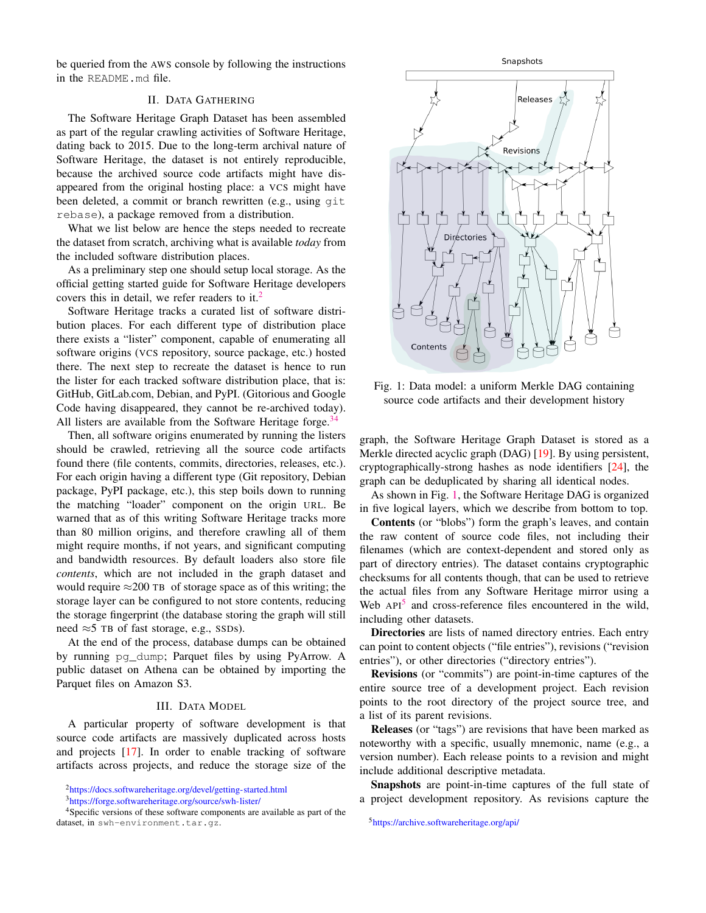be queried from the AWS console by following the instructions in the README.md file.

## II. Data Gathering

The Software Heritage Graph Dataset has been assembled as part of the regular crawling activities of Software Heritage, dating back to 2015. Due to the long-term archival nature of Software Heritage, the dataset is not entirely reproducible, because the archived source code artifacts might have disappeared from the original hosting place: a VCS might have been deleted, a commit or branch rewritten (e.g., using git rebase), a package removed from a distribution.

What we list below are hence the steps needed to recreate the dataset from scratch, archiving what is available *today* from the included software distribution places.

As a preliminary step one should setup local storage. As the official getting started guide for Software Heritage developers covers this in detail, we refer readers to it.[2]

Software Heritage tracks a curated list of software distribution places. For each different type of distribution place there exists a "lister" component, capable of enumerating all software origins (VCS repository, source package, etc.) hosted there. The next step to recreate the dataset is hence to run the lister for each tracked software distribution place, that is: GitHub, GitLab.com, Debian, and PyPI. (Gitorious and Google Code having disappeared, they cannot be re-archived today). All listers are available from the Software Heritage forge.[3,4]

Then, all software origins enumerated by running the listers should be crawled, retrieving all the source code artifacts found there (file contents, commits, directories, releases, etc.). For each origin having a different type (Git repository, Debian package, PyPI package, etc.), this step boils down to running the matching "loader" component on the origin URL. Be warned that as of this writing Software Heritage tracks more than 80 million origins, and therefore crawling all of them might require months, if not years, and significant computing and bandwidth resources. By default loaders also store file *contents*, which are not included in the graph dataset and would require ≈200 TB of storage space as of this writing; the storage layer can be configured to not store contents, reducing the storage fingerprint (the database storing the graph will still need ≈5 TB of fast storage, e.g., SSDs).

At the end of the process, database dumps can be obtained by running pg_dump; Parquet files by using PyArrow. A public dataset on Athena can be obtained by importing the Parquet files on Amazon S3.

## III. Data Model

A particular property of software development is that source code artifacts are massively duplicated across hosts and projects [17]. In order to enable tracking of software artifacts across projects, and reduce the storage size of the graph, the Software Heritage Graph Dataset is stored as a Merkle directed acyclic graph (DAG) [19]. By using persistent, cryptographically-strong hashes as node identifiers [24], the graph can be deduplicated by sharing all identical nodes.

Fig. 1: Data model: a uniform Merkle DAG containing source code artifacts and their development history

As shown in Fig. 1, the Software Heritage DAG is organized in five logical layers, which we describe from bottom to top.

**Contents** (or "blobs") form the graph's leaves, and contain the raw content of source code files, not including their filenames (which are context-dependent and stored only as part of directory entries). The dataset contains cryptographic checksums for all contents though, that can be used to retrieve the actual files from any Software Heritage mirror using a Web API[5] and cross-reference files encountered in the wild, including other datasets.

**Directories** are lists of named directory entries. Each entry can point to content objects ("file entries"), revisions ("revision entries"), or other directories ("directory entries").

**Revisions** (or "commits") are point-in-time captures of the entire source tree of a development project. Each revision points to the root directory of the project source tree, and a list of its parent revisions.

**Releases** (or "tags") are revisions that have been marked as noteworthy with a specific, usually mnemonic, name (e.g., a version number). Each release points to a revision and might include additional descriptive metadata.

**Snapshots** are point-in-time captures of the full state of a project development repository. As revisions capture the

[2] https://docs.softwareheritage.org/devel/getting-started.html
[3] https://forge.softwareheritage.org/source/swh-lister/
[4] Specific versions of these software components are available as part of the dataset, in swh-environment.tar.gz.
[5] https://archive.softwareheritage.org/api/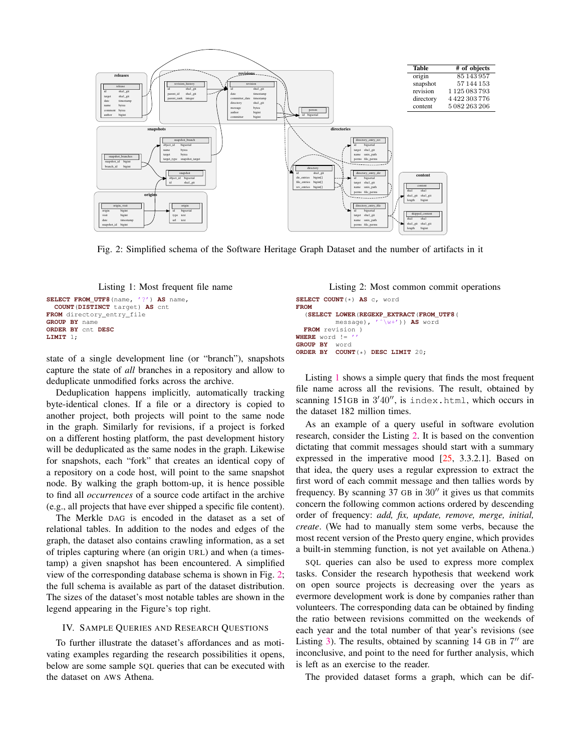| Table | # of objects |
|---|---|
| origin | 85 143 957 |
| snapshot | 57 144 153 |
| revision | 1 125 083 793 |
| directory | 4 422 303 776 |
| content | 5 082 263 206 |

Fig. 2: Simplified schema of the Software Heritage Graph Dataset and the number of artifacts in it

Listing 1: Most frequent file name

```
SELECT FROM_UTF8(name, '?') AS name,
  COUNT(DISTINCT target) AS cnt
FROM directory_entry_file
GROUP BY name
ORDER BY cnt DESC
LIMIT 1;
```

Listing 2: Most common commit operations

```
SELECT COUNT(*) AS c, word
FROM
  (SELECT LOWER(REGEXP_EXTRACT(FROM_UTF8(
        message), '^\w+')) AS word
   FROM revision )
WHERE word != ''
GROUP BY  word
ORDER BY  COUNT(*) DESC LIMIT 20;
```

state of a single development line (or "branch"), snapshots capture the state of *all* branches in a repository and allow to deduplicate unmodified forks across the archive.

Deduplication happens implicitly, automatically tracking byte-identical clones. If a file or a directory is copied to another project, both projects will point to the same node in the graph. Similarly for revisions, if a project is forked on a different hosting platform, the past development history will be deduplicated as the same nodes in the graph. Likewise for snapshots, each "fork" that creates an identical copy of a repository on a code host, will point to the same snapshot node. By walking the graph bottom-up, it is hence possible to find all *occurrences* of a source code artifact in the archive (e.g., all projects that have ever shipped a specific file content).

The Merkle DAG is encoded in the dataset as a set of relational tables. In addition to the nodes and edges of the graph, the dataset also contains crawling information, as a set of triples capturing where (an origin URL) and when (a timestamp) a given snapshot has been encountered. A simplified view of the corresponding database schema is shown in Fig. 2; the full schema is available as part of the dataset distribution. The sizes of the dataset's most notable tables are shown in the legend appearing in the Figure's top right.

## IV. Sample Queries and Research Questions

To further illustrate the dataset's affordances and as motivating examples regarding the research possibilities it opens, below are some sample SQL queries that can be executed with the dataset on AWS Athena.

Listing 1 shows a simple query that finds the most frequent file name across all the revisions. The result, obtained by scanning 151GB in $3'40''$, is `index.html`, which occurs in the dataset 182 million times.

As an example of a query useful in software evolution research, consider the Listing 2. It is based on the convention dictating that commit messages should start with a summary expressed in the imperative mood [25, 3.3.2.1]. Based on that idea, the query uses a regular expression to extract the first word of each commit message and then tallies words by frequency. By scanning 37 GB in $30''$ it gives us that commits concern the following common actions ordered by descending order of frequency: *add, fix, update, remove, merge, initial, create*. (We had to manually stem some verbs, because the most recent version of the Presto query engine, which provides a built-in stemming function, is not yet available on Athena.)

SQL queries can also be used to express more complex tasks. Consider the research hypothesis that weekend work on open source projects is decreasing over the years as evermore development work is done by companies rather than volunteers. The corresponding data can be obtained by finding the ratio between revisions committed on the weekends of each year and the total number of that year's revisions (see Listing 3). The results, obtained by scanning 14 GB in $7''$ are inconclusive, and point to the need for further analysis, which is left as an exercise to the reader.

The provided dataset forms a graph, which can be dif-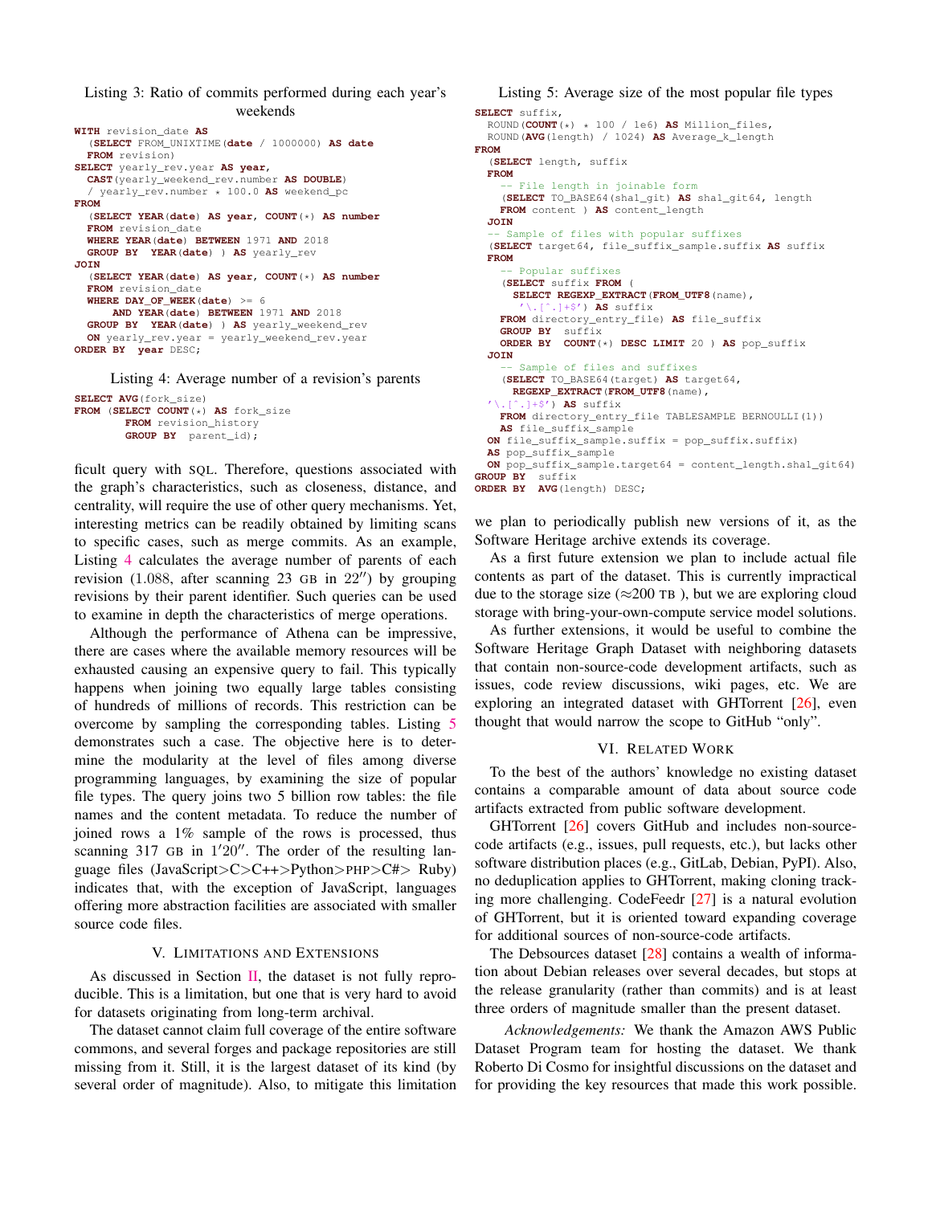Listing 3: Ratio of commits performed during each year's weekends

```
WITH revision_date AS
  (SELECT FROM_UNIXTIME(date / 1000000) AS date
  FROM revision)
SELECT yearly_rev.year AS year,
  CAST(yearly_weekend_rev.number AS DOUBLE)
  / yearly_rev.number * 100.0 AS weekend_pc
FROM
  (SELECT YEAR(date) AS year, COUNT(*) AS number
  FROM revision_date
  WHERE YEAR(date) BETWEEN 1971 AND 2018
  GROUP BY  YEAR(date) ) AS yearly_rev
JOIN
  (SELECT YEAR(date) AS year, COUNT(*) AS number
  FROM revision_date
  WHERE DAY_OF_WEEK(date) >= 6
      AND YEAR(date) BETWEEN 1971 AND 2018
  GROUP BY  YEAR(date) ) AS yearly_weekend_rev
  ON yearly_rev.year = yearly_weekend_rev.year
ORDER BY  year DESC;
```

Listing 4: Average number of a revision's parents

```
SELECT AVG(fork_size)
FROM (SELECT COUNT(*) AS fork_size
        FROM revision_history
        GROUP BY  parent_id);
```

ficult query with SQL. Therefore, questions associated with the graph's characteristics, such as closeness, distance, and centrality, will require the use of other query mechanisms. Yet, interesting metrics can be readily obtained by limiting scans to specific cases, such as merge commits. As an example, Listing 4 calculates the average number of parents of each revision (1.088, after scanning 23 GB in 22″) by grouping revisions by their parent identifier. Such queries can be used to examine in depth the characteristics of merge operations.

Although the performance of Athena can be impressive, there are cases where the available memory resources will be exhausted causing an expensive query to fail. This typically happens when joining two equally large tables consisting of hundreds of millions of records. This restriction can be overcome by sampling the corresponding tables. Listing 5 demonstrates such a case. The objective here is to determine the modularity at the level of files among diverse programming languages, by examining the size of popular file types. The query joins two 5 billion row tables: the file names and the content metadata. To reduce the number of joined rows a 1% sample of the rows is processed, thus scanning 317 GB in 1′20″. The order of the resulting language files (JavaScript>C>C++>Python>PHP>C#> Ruby) indicates that, with the exception of JavaScript, languages offering more abstraction facilities are associated with smaller source code files.

## V. Limitations and Extensions

As discussed in Section II, the dataset is not fully reproducible. This is a limitation, but one that is very hard to avoid for datasets originating from long-term archival.

The dataset cannot claim full coverage of the entire software commons, and several forges and package repositories are still missing from it. Still, it is the largest dataset of its kind (by several order of magnitude). Also, to mitigate this limitation we plan to periodically publish new versions of it, as the Software Heritage archive extends its coverage.

Listing 5: Average size of the most popular file types

```
SELECT suffix,
  ROUND(COUNT(*) * 100 / 1e6) AS Million_files,
  ROUND(AVG(length) / 1024) AS Average_k_length
FROM
  (SELECT length, suffix
  FROM
    -- File length in joinable form
    (SELECT TO_BASE64(sha1_git) AS sha1_git64, length
    FROM content ) AS content_length
  JOIN
  -- Sample of files with popular suffixes
  (SELECT target64, file_suffix_sample.suffix AS suffix
  FROM
    -- Popular suffixes
    (SELECT suffix FROM (
      SELECT REGEXP_EXTRACT(FROM_UTF8(name),
       '\.[^.]+$') AS suffix
    FROM directory_entry_file) AS file_suffix
    GROUP BY  suffix
    ORDER BY  COUNT(*) DESC LIMIT 20 ) AS pop_suffix
  JOIN
    -- Sample of files and suffixes
    (SELECT TO_BASE64(target) AS target64,
      REGEXP_EXTRACT(FROM_UTF8(name),
  '\.[^.]+$') AS suffix
    FROM directory_entry_file TABLESAMPLE BERNOULLI(1))
    AS file_suffix_sample
  ON file_suffix_sample.suffix = pop_suffix.suffix)
  AS pop_suffix_sample
  ON pop_suffix_sample.target64 = content_length.sha1_git64)
GROUP BY  suffix
ORDER BY  AVG(length) DESC;
```

As a first future extension we plan to include actual file contents as part of the dataset. This is currently impractical due to the storage size (≈200 TB ), but we are exploring cloud storage with bring-your-own-compute service model solutions.

As further extensions, it would be useful to combine the Software Heritage Graph Dataset with neighboring datasets that contain non-source-code development artifacts, such as issues, code review discussions, wiki pages, etc. We are exploring an integrated dataset with GHTorrent [26], even thought that would narrow the scope to GitHub "only".

## VI. Related Work

To the best of the authors' knowledge no existing dataset contains a comparable amount of data about source code artifacts extracted from public software development.

GHTorrent [26] covers GitHub and includes non-source-code artifacts (e.g., issues, pull requests, etc.), but lacks other software distribution places (e.g., GitLab, Debian, PyPI). Also, no deduplication applies to GHTorrent, making cloning tracking more challenging. CodeFeedr [27] is a natural evolution of GHTorrent, but it is oriented toward expanding coverage for additional sources of non-source-code artifacts.

The Debsources dataset [28] contains a wealth of information about Debian releases over several decades, but stops at the release granularity (rather than commits) and is at least three orders of magnitude smaller than the present dataset.

*Acknowledgements:* We thank the Amazon AWS Public Dataset Program team for hosting the dataset. We thank Roberto Di Cosmo for insightful discussions on the dataset and for providing the key resources that made this work possible.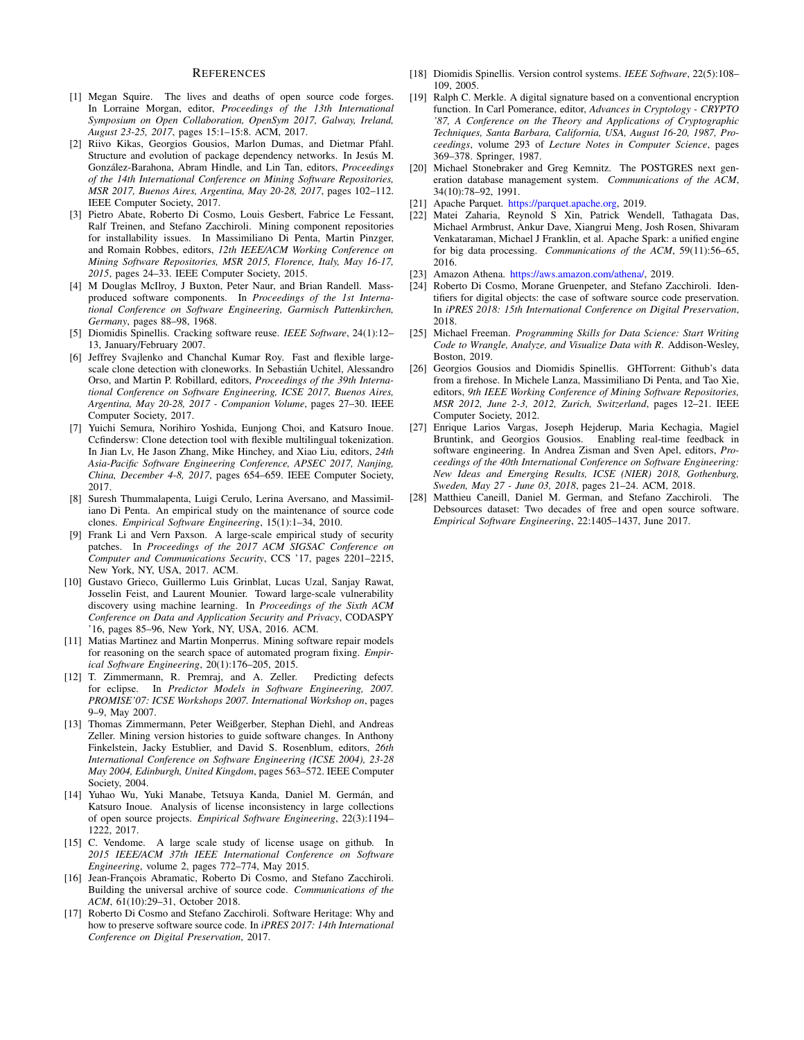## References

[1] Megan Squire. The lives and deaths of open source code forges. In Lorraine Morgan, editor, *Proceedings of the 13th International Symposium on Open Collaboration, OpenSym 2017, Galway, Ireland, August 23-25, 2017*, pages 15:1–15:8. ACM, 2017.

[2] Riivo Kikas, Georgios Gousios, Marlon Dumas, and Dietmar Pfahl. Structure and evolution of package dependency networks. In Jesús M. González-Barahona, Abram Hindle, and Lin Tan, editors, *Proceedings of the 14th International Conference on Mining Software Repositories, MSR 2017, Buenos Aires, Argentina, May 20-28, 2017*, pages 102–112. IEEE Computer Society, 2017.

[3] Pietro Abate, Roberto Di Cosmo, Louis Gesbert, Fabrice Le Fessant, Ralf Treinen, and Stefano Zacchiroli. Mining component repositories for installability issues. In Massimiliano Di Penta, Martin Pinzger, and Romain Robbes, editors, *12th IEEE/ACM Working Conference on Mining Software Repositories, MSR 2015, Florence, Italy, May 16-17, 2015*, pages 24–33. IEEE Computer Society, 2015.

[4] M Douglas McIlroy, J Buxton, Peter Naur, and Brian Randell. Mass-produced software components. In *Proceedings of the 1st International Conference on Software Engineering, Garmisch Pattenkirchen, Germany*, pages 88–98, 1968.

[5] Diomidis Spinellis. Cracking software reuse. *IEEE Software*, 24(1):12–13, January/February 2007.

[6] Jeffrey Svajlenko and Chanchal Kumar Roy. Fast and flexible large-scale clone detection with cloneworks. In Sebastián Uchitel, Alessandro Orso, and Martin P. Robillard, editors, *Proceedings of the 39th International Conference on Software Engineering, ICSE 2017, Buenos Aires, Argentina, May 20-28, 2017 - Companion Volume*, pages 27–30. IEEE Computer Society, 2017.

[7] Yuichi Semura, Norihiro Yoshida, Eunjong Choi, and Katsuro Inoue. Ccfindersw: Clone detection tool with flexible multilingual tokenization. In Jian Lv, He Jason Zhang, Mike Hinchey, and Xiao Liu, editors, *24th Asia-Pacific Software Engineering Conference, APSEC 2017, Nanjing, China, December 4-8, 2017*, pages 654–659. IEEE Computer Society, 2017.

[8] Suresh Thummalapenta, Luigi Cerulo, Lerina Aversano, and Massimiliano Di Penta. An empirical study on the maintenance of source code clones. *Empirical Software Engineering*, 15(1):1–34, 2010.

[9] Frank Li and Vern Paxson. A large-scale empirical study of security patches. In *Proceedings of the 2017 ACM SIGSAC Conference on Computer and Communications Security*, CCS '17, pages 2201–2215, New York, NY, USA, 2017. ACM.

[10] Gustavo Grieco, Guillermo Luis Grinblat, Lucas Uzal, Sanjay Rawat, Josselin Feist, and Laurent Mounier. Toward large-scale vulnerability discovery using machine learning. In *Proceedings of the Sixth ACM Conference on Data and Application Security and Privacy*, CODASPY '16, pages 85–96, New York, NY, USA, 2016. ACM.

[11] Matias Martinez and Martin Monperrus. Mining software repair models for reasoning on the search space of automated program fixing. *Empirical Software Engineering*, 20(1):176–205, 2015.

[12] T. Zimmermann, R. Premraj, and A. Zeller. Predicting defects for eclipse. In *Predictor Models in Software Engineering, 2007. PROMISE'07: ICSE Workshops 2007. International Workshop on*, pages 9–9, May 2007.

[13] Thomas Zimmermann, Peter Weißgerber, Stephan Diehl, and Andreas Zeller. Mining version histories to guide software changes. In Anthony Finkelstein, Jacky Estublier, and David S. Rosenblum, editors, *26th International Conference on Software Engineering (ICSE 2004), 23-28 May 2004, Edinburgh, United Kingdom*, pages 563–572. IEEE Computer Society, 2004.

[14] Yuhao Wu, Yuki Manabe, Tetsuya Kanda, Daniel M. Germán, and Katsuro Inoue. Analysis of license inconsistency in large collections of open source projects. *Empirical Software Engineering*, 22(3):1194–1222, 2017.

[15] C. Vendome. A large scale study of license usage on github. In *2015 IEEE/ACM 37th IEEE International Conference on Software Engineering*, volume 2, pages 772–774, May 2015.

[16] Jean-François Abramatic, Roberto Di Cosmo, and Stefano Zacchiroli. Building the universal archive of source code. *Communications of the ACM*, 61(10):29–31, October 2018.

[17] Roberto Di Cosmo and Stefano Zacchiroli. Software Heritage: Why and how to preserve software source code. In *iPRES 2017: 14th International Conference on Digital Preservation*, 2017.

[18] Diomidis Spinellis. Version control systems. *IEEE Software*, 22(5):108–109, 2005.

[19] Ralph C. Merkle. A digital signature based on a conventional encryption function. In Carl Pomerance, editor, *Advances in Cryptology - CRYPTO '87, A Conference on the Theory and Applications of Cryptographic Techniques, Santa Barbara, California, USA, August 16-20, 1987, Proceedings*, volume 293 of *Lecture Notes in Computer Science*, pages 369–378. Springer, 1987.

[20] Michael Stonebraker and Greg Kemnitz. The POSTGRES next generation database management system. *Communications of the ACM*, 34(10):78–92, 1991.

[21] Apache Parquet. https://parquet.apache.org, 2019.

[22] Matei Zaharia, Reynold S Xin, Patrick Wendell, Tathagata Das, Michael Armbrust, Ankur Dave, Xiangrui Meng, Josh Rosen, Shivaram Venkataraman, Michael J Franklin, et al. Apache Spark: a unified engine for big data processing. *Communications of the ACM*, 59(11):56–65, 2016.

[23] Amazon Athena. https://aws.amazon.com/athena/, 2019.

[24] Roberto Di Cosmo, Morane Gruenpeter, and Stefano Zacchiroli. Identifiers for digital objects: the case of software source code preservation. In *iPRES 2018: 15th International Conference on Digital Preservation*, 2018.

[25] Michael Freeman. *Programming Skills for Data Science: Start Writing Code to Wrangle, Analyze, and Visualize Data with R*. Addison-Wesley, Boston, 2019.

[26] Georgios Gousios and Diomidis Spinellis. GHTorrent: Github's data from a firehose. In Michele Lanza, Massimiliano Di Penta, and Tao Xie, editors, *9th IEEE Working Conference of Mining Software Repositories, MSR 2012, June 2-3, 2012, Zurich, Switzerland*, pages 12–21. IEEE Computer Society, 2012.

[27] Enrique Larios Vargas, Joseph Hejderup, Maria Kechagia, Magiel Bruntink, and Georgios Gousios. Enabling real-time feedback in software engineering. In Andrea Zisman and Sven Apel, editors, *Proceedings of the 40th International Conference on Software Engineering: New Ideas and Emerging Results, ICSE (NIER) 2018, Gothenburg, Sweden, May 27 - June 03, 2018*, pages 21–24. ACM, 2018.

[28] Matthieu Caneill, Daniel M. German, and Stefano Zacchiroli. The Debsources dataset: Two decades of free and open source software. *Empirical Software Engineering*, 22:1405–1437, June 2017.